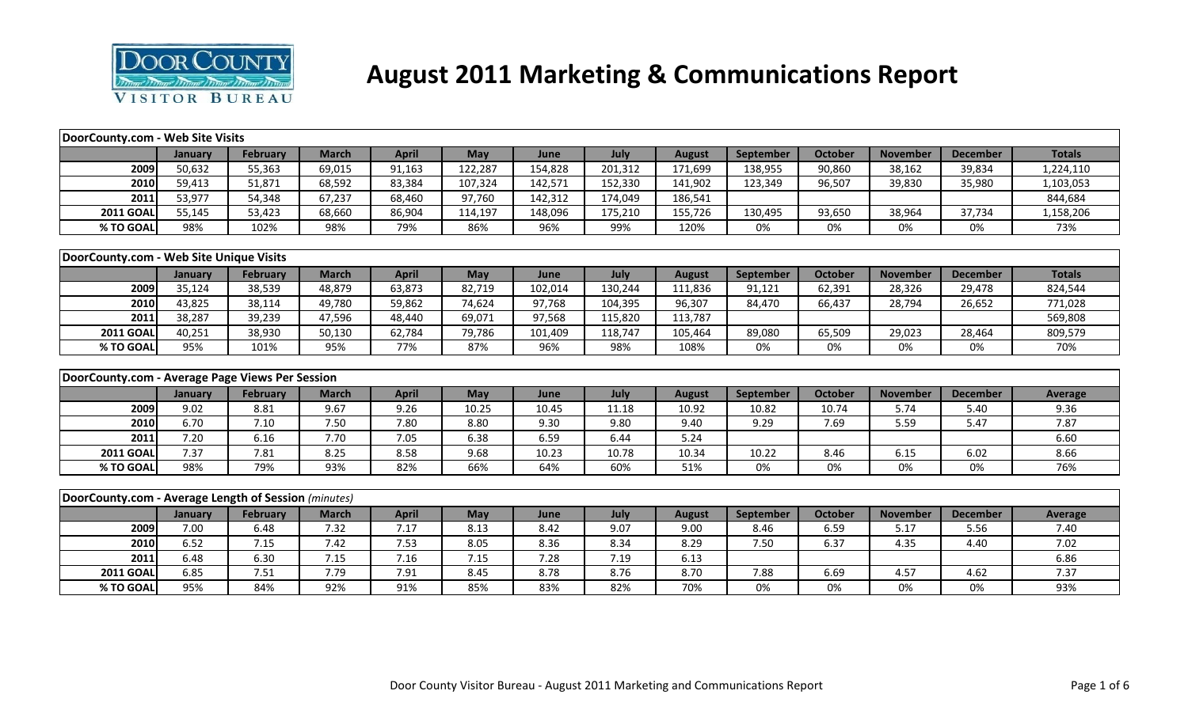# August 2011 Marketing & Communications Report

| DoorCounty.com - Web Site Visits | | | | | | | | | | | | | |
|---|---|---|---|---|---|---|---|---|---|---|---|---|---|
| | **January** | **February** | **March** | **April** | **May** | **June** | **July** | **August** | **September** | **October** | **November** | **December** | **Totals** |
| **2009** | 50,632 | 55,363 | 69,015 | 91,163 | 122,287 | 154,828 | 201,312 | 171,699 | 138,955 | 90,860 | 38,162 | 39,834 | 1,224,110 |
| **2010** | 59,413 | 51,871 | 68,592 | 83,384 | 107,324 | 142,571 | 152,330 | 141,902 | 123,349 | 96,507 | 39,830 | 35,980 | 1,103,053 |
| **2011** | 53,977 | 54,348 | 67,237 | 68,460 | 97,760 | 142,312 | 174,049 | 186,541 | | | | | 844,684 |
| **2011 GOAL** | 55,145 | 53,423 | 68,660 | 86,904 | 114,197 | 148,096 | 175,210 | 155,726 | 130,495 | 93,650 | 38,964 | 37,734 | 1,158,206 |
| **% TO GOAL** | 98% | 102% | 98% | 79% | 86% | 96% | 99% | 120% | 0% | 0% | 0% | 0% | 73% |

| DoorCounty.com - Web Site Unique Visits | | | | | | | | | | | | | |
|---|---|---|---|---|---|---|---|---|---|---|---|---|---|
| | **January** | **February** | **March** | **April** | **May** | **June** | **July** | **August** | **September** | **October** | **November** | **December** | **Totals** |
| **2009** | 35,124 | 38,539 | 48,879 | 63,873 | 82,719 | 102,014 | 130,244 | 111,836 | 91,121 | 62,391 | 28,326 | 29,478 | 824,544 |
| **2010** | 43,825 | 38,114 | 49,780 | 59,862 | 74,624 | 97,768 | 104,395 | 96,307 | 84,470 | 66,437 | 28,794 | 26,652 | 771,028 |
| **2011** | 38,287 | 39,239 | 47,596 | 48,440 | 69,071 | 97,568 | 115,820 | 113,787 | | | | | 569,808 |
| **2011 GOAL** | 40,251 | 38,930 | 50,130 | 62,784 | 79,786 | 101,409 | 118,747 | 105,464 | 89,080 | 65,509 | 29,023 | 28,464 | 809,579 |
| **% TO GOAL** | 95% | 101% | 95% | 77% | 87% | 96% | 98% | 108% | 0% | 0% | 0% | 0% | 70% |

| DoorCounty.com - Average Page Views Per Session | | | | | | | | | | | | | |
|---|---|---|---|---|---|---|---|---|---|---|---|---|---|
| | **January** | **February** | **March** | **April** | **May** | **June** | **July** | **August** | **September** | **October** | **November** | **December** | **Average** |
| **2009** | 9.02 | 8.81 | 9.67 | 9.26 | 10.25 | 10.45 | 11.18 | 10.92 | 10.82 | 10.74 | 5.74 | 5.40 | 9.36 |
| **2010** | 6.70 | 7.10 | 7.50 | 7.80 | 8.80 | 9.30 | 9.80 | 9.40 | 9.29 | 7.69 | 5.59 | 5.47 | 7.87 |
| **2011** | 7.20 | 6.16 | 7.70 | 7.05 | 6.38 | 6.59 | 6.44 | 5.24 | | | | | 6.60 |
| **2011 GOAL** | 7.37 | 7.81 | 8.25 | 8.58 | 9.68 | 10.23 | 10.78 | 10.34 | 10.22 | 8.46 | 6.15 | 6.02 | 8.66 |
| **% TO GOAL** | 98% | 79% | 93% | 82% | 66% | 64% | 60% | 51% | 0% | 0% | 0% | 0% | 76% |

| DoorCounty.com - Average Length of Session *(minutes)* | | | | | | | | | | | | | |
|---|---|---|---|---|---|---|---|---|---|---|---|---|---|
| | **January** | **February** | **March** | **April** | **May** | **June** | **July** | **August** | **September** | **October** | **November** | **December** | **Average** |
| **2009** | 7.00 | 6.48 | 7.32 | 7.17 | 8.13 | 8.42 | 9.07 | 9.00 | 8.46 | 6.59 | 5.17 | 5.56 | 7.40 |
| **2010** | 6.52 | 7.15 | 7.42 | 7.53 | 8.05 | 8.36 | 8.34 | 8.29 | 7.50 | 6.37 | 4.35 | 4.40 | 7.02 |
| **2011** | 6.48 | 6.30 | 7.15 | 7.16 | 7.15 | 7.28 | 7.19 | 6.13 | | | | | 6.86 |
| **2011 GOAL** | 6.85 | 7.51 | 7.79 | 7.91 | 8.45 | 8.78 | 8.76 | 8.70 | 7.88 | 6.69 | 4.57 | 4.62 | 7.37 |
| **% TO GOAL** | 95% | 84% | 92% | 91% | 85% | 83% | 82% | 70% | 0% | 0% | 0% | 0% | 93% |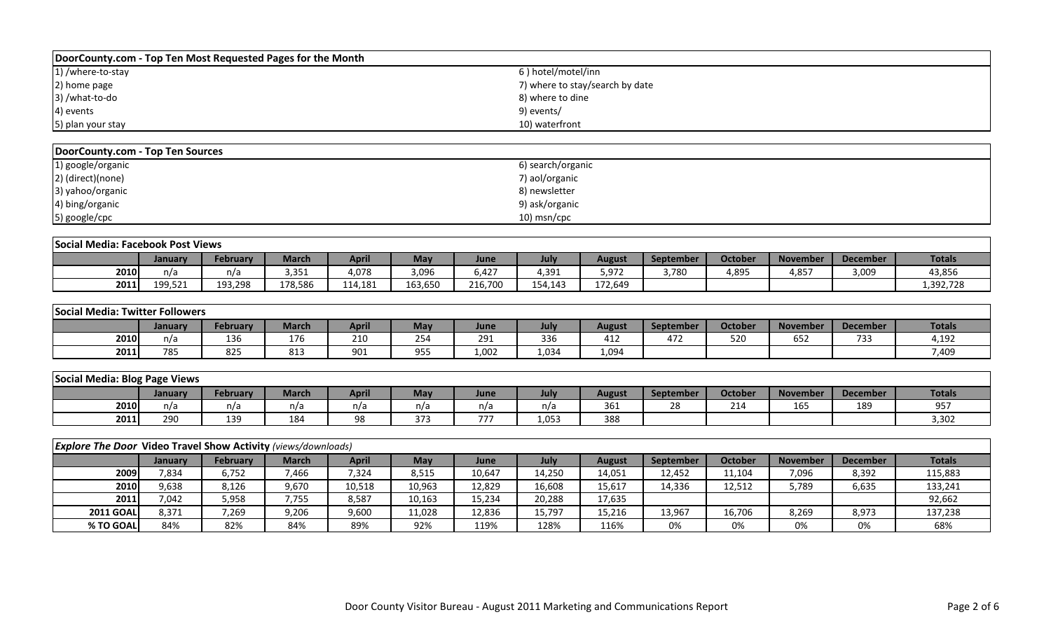## DoorCounty.com - Top Ten Most Requested Pages for the Month

| | |
|---|---|
| 1) /where-to-stay | 6 ) hotel/motel/inn |
| 2) home page | 7) where to stay/search by date |
| 3) /what-to-do | 8) where to dine |
| 4) events | 9) events/ |
| 5) plan your stay | 10) waterfront |

## DoorCounty.com - Top Ten Sources

| | |
|---|---|
| 1) google/organic | 6) search/organic |
| 2) (direct)(none) | 7) aol/organic |
| 3) yahoo/organic | 8) newsletter |
| 4) bing/organic | 9) ask/organic |
| 5) google/cpc | 10) msn/cpc |

## Social Media: Facebook Post Views

| | January | February | March | April | May | June | July | August | September | October | November | December | Totals |
|---|---|---|---|---|---|---|---|---|---|---|---|---|---|
| 2010 | n/a | n/a | 3,351 | 4,078 | 3,096 | 6,427 | 4,391 | 5,972 | 3,780 | 4,895 | 4,857 | 3,009 | 43,856 |
| 2011 | 199,521 | 193,298 | 178,586 | 114,181 | 163,650 | 216,700 | 154,143 | 172,649 | | | | | 1,392,728 |

## Social Media: Twitter Followers

| | January | February | March | April | May | June | July | August | September | October | November | December | Totals |
|---|---|---|---|---|---|---|---|---|---|---|---|---|---|
| 2010 | n/a | 136 | 176 | 210 | 254 | 291 | 336 | 412 | 472 | 520 | 652 | 733 | 4,192 |
| 2011 | 785 | 825 | 813 | 901 | 955 | 1,002 | 1,034 | 1,094 | | | | | 7,409 |

## Social Media: Blog Page Views

| | January | February | March | April | May | June | July | August | September | October | November | December | Totals |
|---|---|---|---|---|---|---|---|---|---|---|---|---|---|
| 2010 | n/a | n/a | n/a | n/a | n/a | n/a | n/a | 361 | 28 | 214 | 165 | 189 | 957 |
| 2011 | 290 | 139 | 184 | 98 | 373 | 777 | 1,053 | 388 | | | | | 3,302 |

## *Explore The Door* Video Travel Show Activity *(views/downloads)*

| | January | February | March | April | May | June | July | August | September | October | November | December | Totals |
|---|---|---|---|---|---|---|---|---|---|---|---|---|---|
| 2009 | 7,834 | 6,752 | 7,466 | 7,324 | 8,515 | 10,647 | 14,250 | 14,051 | 12,452 | 11,104 | 7,096 | 8,392 | 115,883 |
| 2010 | 9,638 | 8,126 | 9,670 | 10,518 | 10,963 | 12,829 | 16,608 | 15,617 | 14,336 | 12,512 | 5,789 | 6,635 | 133,241 |
| 2011 | 7,042 | 5,958 | 7,755 | 8,587 | 10,163 | 15,234 | 20,288 | 17,635 | | | | | 92,662 |
| 2011 GOAL | 8,371 | 7,269 | 9,206 | 9,600 | 11,028 | 12,836 | 15,797 | 15,216 | 13,967 | 16,706 | 8,269 | 8,973 | 137,238 |
| % TO GOAL | 84% | 82% | 84% | 89% | 92% | 119% | 128% | 116% | 0% | 0% | 0% | 0% | 68% |

Door County Visitor Bureau - August 2011 Marketing and Communications Report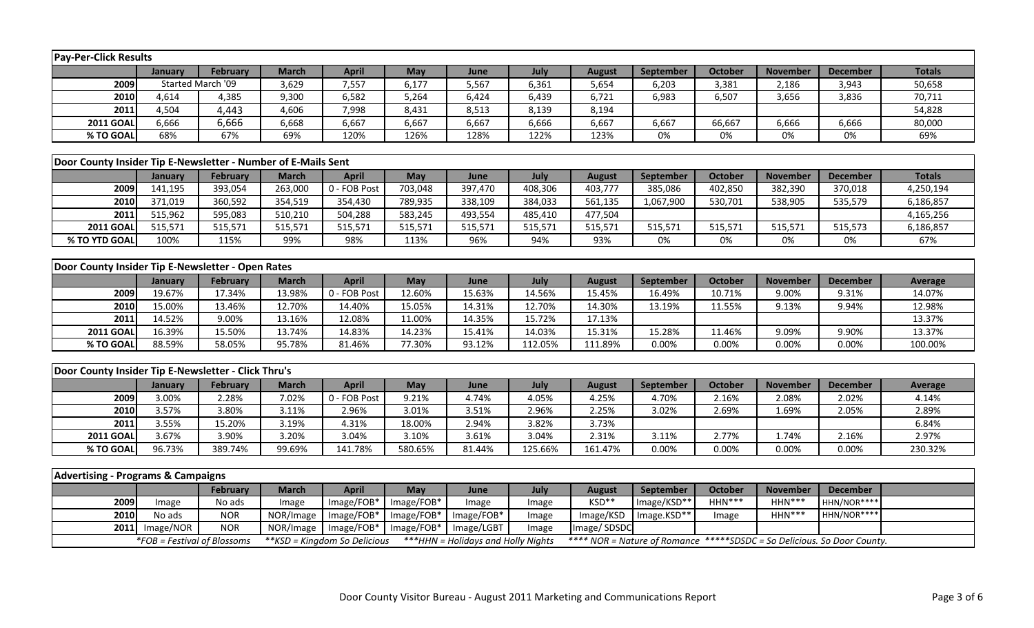## Pay-Per-Click Results

| | January | February | March | April | May | June | July | August | September | October | November | December | Totals |
|---|---|---|---|---|---|---|---|---|---|---|---|---|---|
| 2009 | Started March '09 | | 3,629 | 7,557 | 6,177 | 5,567 | 6,361 | 5,654 | 6,203 | 3,381 | 2,186 | 3,943 | 50,658 |
| 2010 | 4,614 | 4,385 | 9,300 | 6,582 | 5,264 | 6,424 | 6,439 | 6,721 | 6,983 | 6,507 | 3,656 | 3,836 | 70,711 |
| 2011 | 4,504 | 4,443 | 4,606 | 7,998 | 8,431 | 8,513 | 8,139 | 8,194 | | | | | 54,828 |
| 2011 GOAL | 6,666 | 6,666 | 6,668 | 6,667 | 6,667 | 6,667 | 6,666 | 6,667 | 6,667 | 66,667 | 6,666 | 6,666 | 80,000 |
| % TO GOAL | 68% | 67% | 69% | 120% | 126% | 128% | 122% | 123% | 0% | 0% | 0% | 0% | 69% |

## Door County Insider Tip E-Newsletter - Number of E-Mails Sent

| | January | February | March | April | May | June | July | August | September | October | November | December | Totals |
|---|---|---|---|---|---|---|---|---|---|---|---|---|---|
| 2009 | 141,195 | 393,054 | 263,000 | 0 - FOB Post | 703,048 | 397,470 | 408,306 | 403,777 | 385,086 | 402,850 | 382,390 | 370,018 | 4,250,194 |
| 2010 | 371,019 | 360,592 | 354,519 | 354,430 | 789,935 | 338,109 | 384,033 | 561,135 | 1,067,900 | 530,701 | 538,905 | 535,579 | 6,186,857 |
| 2011 | 515,962 | 595,083 | 510,210 | 504,288 | 583,245 | 493,554 | 485,410 | 477,504 | | | | | 4,165,256 |
| 2011 GOAL | 515,571 | 515,571 | 515,571 | 515,571 | 515,571 | 515,571 | 515,571 | 515,571 | 515,571 | 515,571 | 515,571 | 515,573 | 6,186,857 |
| % TO YTD GOAL | 100% | 115% | 99% | 98% | 113% | 96% | 94% | 93% | 0% | 0% | 0% | 0% | 67% |

## Door County Insider Tip E-Newsletter - Open Rates

| | January | February | March | April | May | June | July | August | September | October | November | December | Average |
|---|---|---|---|---|---|---|---|---|---|---|---|---|---|
| 2009 | 19.67% | 17.34% | 13.98% | 0 - FOB Post | 12.60% | 15.63% | 14.56% | 15.45% | 16.49% | 10.71% | 9.00% | 9.31% | 14.07% |
| 2010 | 15.00% | 13.46% | 12.70% | 14.40% | 15.05% | 14.31% | 12.70% | 14.30% | 13.19% | 11.55% | 9.13% | 9.94% | 12.98% |
| 2011 | 14.52% | 9.00% | 13.16% | 12.08% | 11.00% | 14.35% | 15.72% | 17.13% | | | | | 13.37% |
| 2011 GOAL | 16.39% | 15.50% | 13.74% | 14.83% | 14.23% | 15.41% | 14.03% | 15.31% | 15.28% | 11.46% | 9.09% | 9.90% | 13.37% |
| % TO GOAL | 88.59% | 58.05% | 95.78% | 81.46% | 77.30% | 93.12% | 112.05% | 111.89% | 0.00% | 0.00% | 0.00% | 0.00% | 100.00% |

## Door County Insider Tip E-Newsletter - Click Thru's

| | January | February | March | April | May | June | July | August | September | October | November | December | Average |
|---|---|---|---|---|---|---|---|---|---|---|---|---|---|
| 2009 | 3.00% | 2.28% | 7.02% | 0 - FOB Post | 9.21% | 4.74% | 4.05% | 4.25% | 4.70% | 2.16% | 2.08% | 2.02% | 4.14% |
| 2010 | 3.57% | 3.80% | 3.11% | 2.96% | 3.01% | 3.51% | 2.96% | 2.25% | 3.02% | 2.69% | 1.69% | 2.05% | 2.89% |
| 2011 | 3.55% | 15.20% | 3.19% | 4.31% | 18.00% | 2.94% | 3.82% | 3.73% | | | | | 6.84% |
| 2011 GOAL | 3.67% | 3.90% | 3.20% | 3.04% | 3.10% | 3.61% | 3.04% | 2.31% | 3.11% | 2.77% | 1.74% | 2.16% | 2.97% |
| % TO GOAL | 96.73% | 389.74% | 99.69% | 141.78% | 580.65% | 81.44% | 125.66% | 161.47% | 0.00% | 0.00% | 0.00% | 0.00% | 230.32% |

## Advertising - Programs & Campaigns

| | | February | March | April | May | June | July | August | September | October | November | December |
|---|---|---|---|---|---|---|---|---|---|---|---|---|
| 2009 | Image | No ads | Image | Image/FOB* | Image/FOB* | Image | Image | KSD** | Image/KSD** | HHN*** | HHN*** | HHN/NOR**** |
| 2010 | No ads | NOR | NOR/Image | Image/FOB* | Image/FOB* | Image/FOB* | Image | Image/KSD | Image.KSD** | Image | HHN*** | HHN/NOR**** |
| 2011 | Image/NOR | NOR | NOR/Image | Image/FOB* | Image/FOB* | Image/LGBT | Image | Image/ SDSDC | | | | |

*FOB = Festival of Blossoms  **KSD = Kingdom So Delicious  ***HHN = Holidays and Holly Nights  **** NOR = Nature of Romance  *****SDSDC = So Delicious. So Door County.

Door County Visitor Bureau - August 2011 Marketing and Communications Report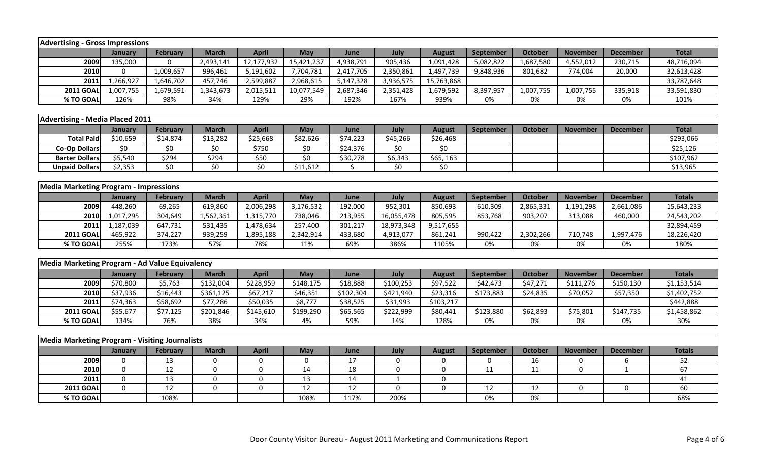| Advertising - Gross Impressions | | | | | | | | | | | | | |
|---|---|---|---|---|---|---|---|---|---|---|---|---|---|
| | January | February | March | April | May | June | July | August | September | October | November | December | Total |
| 2009 | 135,000 | 0 | 2,493,141 | 12,177,932 | 15,421,237 | 4,938,791 | 905,436 | 1,091,428 | 5,082,822 | 1,687,580 | 4,552,012 | 230,715 | 48,716,094 |
| 2010 | 0 | 1,009,657 | 5,191,602 | 7,704,781 | 2,417,705 | 2,350,861 | 1,497,739 | 9,848,936 | 801,682 | 774,004 | 20,000 | | 32,613,428 |
| 2011 | 1,266,927 | 1,646,702 | 457,746 | 2,599,887 | 2,968,615 | 5,147,328 | 3,936,575 | 15,763,868 | | | | | 33,787,648 |
| 2011 GOAL | 1,007,755 | 1,679,591 | 1,343,673 | 2,015,511 | 10,077,549 | 2,687,346 | 2,351,428 | 1,679,592 | 8,397,957 | 1,007,755 | 1,007,755 | 335,918 | 33,591,830 |
| % TO GOAL | 126% | 98% | 34% | 129% | 29% | 192% | 167% | 939% | 0% | 0% | 0% | 0% | 101% |

| Advertising - Media Placed 2011 | | | | | | | | | | | | | |
|---|---|---|---|---|---|---|---|---|---|---|---|---|---|
| | January | February | March | April | May | June | July | August | September | October | November | December | Total |
| Total Paid | $10,659 | $14,874 | $13,282 | $25,668 | $82,626 | $74,223 | $45,266 | $26,468 | | | | | $293,066 |
| Co-Op Dollars | $0 | $0 | $0 | $750 | $0 | $24,376 | $0 | $0 | | | | | $25,126 |
| Barter Dollars | $5,540 | $294 | $294 | $50 | $0 | $30,278 | $6,343 | $65, 163 | | | | | $107,962 |
| Unpaid Dollars | $2,353 | $0 | $0 | $0 | $11,612 | $ | $0 | $0 | | | | | $13,965 |

| Media Marketing Program - Impressions | | | | | | | | | | | | | |
|---|---|---|---|---|---|---|---|---|---|---|---|---|---|
| | January | February | March | April | May | June | July | August | September | October | November | December | Totals |
| 2009 | 448,260 | 69,265 | 619,860 | 2,006,298 | 3,176,532 | 192,000 | 952,301 | 850,693 | 610,309 | 2,865,331 | 1,191,298 | 2,661,086 | 15,643,233 |
| 2010 | 1,017,295 | 304,649 | 1,562,351 | 1,315,770 | 738,046 | 213,955 | 16,055,478 | 805,595 | 853,768 | 903,207 | 313,088 | 460,000 | 24,543,202 |
| 2011 | 1,187,039 | 647,731 | 531,435 | 1,478,634 | 257,400 | 301,217 | 18,973,348 | 9,517,655 | | | | | 32,894,459 |
| 2011 GOAL | 465,922 | 374,227 | 939,259 | 1,895,188 | 2,342,914 | 433,680 | 4,913,077 | 861,241 | 990,422 | 2,302,266 | 710,748 | 1,997,476 | 18,226,420 |
| % TO GOAL | 255% | 173% | 57% | 78% | 11% | 69% | 386% | 1105% | 0% | 0% | 0% | 0% | 180% |

| Media Marketing Program - Ad Value Equivalency | | | | | | | | | | | | | |
|---|---|---|---|---|---|---|---|---|---|---|---|---|---|
| | January | February | March | April | May | June | July | August | September | October | November | December | Totals |
| 2009 | $70,800 | $5,763 | $132,004 | $228,959 | $148,175 | $18,888 | $100,253 | $97,522 | $42,473 | $47,271 | $111,276 | $150,130 | $1,153,514 |
| 2010 | $37,936 | $16,443 | $361,125 | $67,217 | $46,351 | $102,304 | $421,940 | $23,316 | $173,883 | $24,835 | $70,052 | $57,350 | $1,402,752 |
| 2011 | $74,363 | $58,692 | $77,286 | $50,035 | $8,777 | $38,525 | $31,993 | $103,217 | | | | | $442,888 |
| 2011 GOAL | $55,677 | $77,125 | $201,846 | $145,610 | $199,290 | $65,565 | $222,999 | $80,441 | $123,880 | $62,893 | $75,801 | $147,735 | $1,458,862 |
| % TO GOAL | 134% | 76% | 38% | 34% | 4% | 59% | 14% | 128% | 0% | 0% | 0% | 0% | 30% |

| Media Marketing Program - Visiting Journalists | | | | | | | | | | | | | |
|---|---|---|---|---|---|---|---|---|---|---|---|---|---|
| | January | February | March | April | May | June | July | August | September | October | November | December | Totals |
| 2009 | 0 | 13 | 0 | 0 | 0 | 17 | 0 | 0 | 0 | 16 | 0 | 6 | 52 |
| 2010 | 0 | 12 | 0 | 0 | 14 | 18 | 0 | 0 | 11 | 11 | 0 | 1 | 67 |
| 2011 | 0 | 13 | 0 | 0 | 13 | 14 | 1 | 0 | | | | | 41 |
| 2011 GOAL | 0 | 12 | 0 | 0 | 12 | 12 | 0 | 0 | 12 | 12 | 0 | 0 | 60 |
| % TO GOAL | | 108% | | | 108% | 117% | 200% | | 0% | 0% | | | 68% |

Door County Visitor Bureau - August 2011 Marketing and Communications Report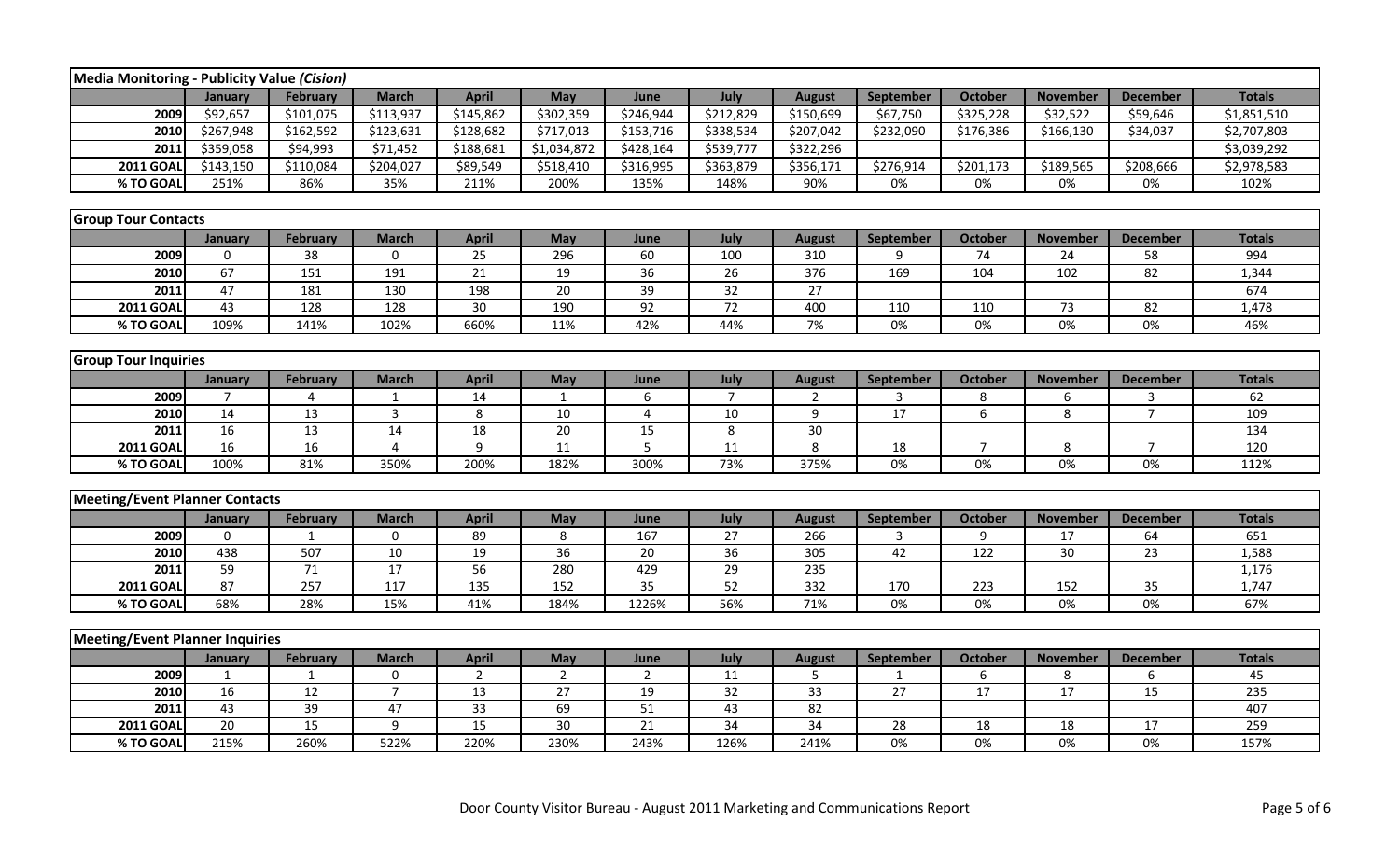**Media Monitoring - Publicity Value *(Cision)***

| | January | February | March | April | May | June | July | August | September | October | November | December | Totals |
|---|---|---|---|---|---|---|---|---|---|---|---|---|---|
| 2009 | $92,657 | $101,075 | $113,937 | $145,862 | $302,359 | $246,944 | $212,829 | $150,699 | $67,750 | $325,228 | $32,522 | $59,646 | $1,851,510 |
| 2010 | $267,948 | $162,592 | $123,631 | $128,682 | $717,013 | $153,716 | $338,534 | $207,042 | $232,090 | $176,386 | $166,130 | $34,037 | $2,707,803 |
| 2011 | $359,058 | $94,993 | $71,452 | $188,681 | $1,034,872 | $428,164 | $539,777 | $322,296 | | | | | $3,039,292 |
| 2011 GOAL | $143,150 | $110,084 | $204,027 | $89,549 | $518,410 | $316,995 | $363,879 | $356,171 | $276,914 | $201,173 | $189,565 | $208,666 | $2,978,583 |
| % TO GOAL | 251% | 86% | 35% | 211% | 200% | 135% | 148% | 90% | 0% | 0% | 0% | 0% | 102% |

**Group Tour Contacts**

| | January | February | March | April | May | June | July | August | September | October | November | December | Totals |
|---|---|---|---|---|---|---|---|---|---|---|---|---|---|
| 2009 | 0 | 38 | 0 | 25 | 296 | 60 | 100 | 310 | 9 | 74 | 24 | 58 | 994 |
| 2010 | 67 | 151 | 191 | 21 | 19 | 36 | 26 | 376 | 169 | 104 | 102 | 82 | 1,344 |
| 2011 | 47 | 181 | 130 | 198 | 20 | 39 | 32 | 27 | | | | | 674 |
| 2011 GOAL | 43 | 128 | 128 | 30 | 190 | 92 | 72 | 400 | 110 | 110 | 73 | 82 | 1,478 |
| % TO GOAL | 109% | 141% | 102% | 660% | 11% | 42% | 44% | 7% | 0% | 0% | 0% | 0% | 46% |

**Group Tour Inquiries**

| | January | February | March | April | May | June | July | August | September | October | November | December | Totals |
|---|---|---|---|---|---|---|---|---|---|---|---|---|---|
| 2009 | 7 | 4 | 1 | 14 | 1 | 6 | 7 | 2 | 3 | 8 | 6 | 3 | 62 |
| 2010 | 14 | 13 | 3 | 8 | 10 | 4 | 10 | 9 | 17 | 6 | 8 | 7 | 109 |
| 2011 | 16 | 13 | 14 | 18 | 20 | 15 | 8 | 30 | | | | | 134 |
| 2011 GOAL | 16 | 16 | 4 | 9 | 11 | 5 | 11 | 8 | 18 | 7 | 8 | 7 | 120 |
| % TO GOAL | 100% | 81% | 350% | 200% | 182% | 300% | 73% | 375% | 0% | 0% | 0% | 0% | 112% |

**Meeting/Event Planner Contacts**

| | January | February | March | April | May | June | July | August | September | October | November | December | Totals |
|---|---|---|---|---|---|---|---|---|---|---|---|---|---|
| 2009 | 0 | 1 | 0 | 89 | 8 | 167 | 27 | 266 | 3 | 9 | 17 | 64 | 651 |
| 2010 | 438 | 507 | 10 | 19 | 36 | 20 | 36 | 305 | 42 | 122 | 30 | 23 | 1,588 |
| 2011 | 59 | 71 | 17 | 56 | 280 | 429 | 29 | 235 | | | | | 1,176 |
| 2011 GOAL | 87 | 257 | 117 | 135 | 152 | 35 | 52 | 332 | 170 | 223 | 152 | 35 | 1,747 |
| % TO GOAL | 68% | 28% | 15% | 41% | 184% | 1226% | 56% | 71% | 0% | 0% | 0% | 0% | 67% |

**Meeting/Event Planner Inquiries**

| | January | February | March | April | May | June | July | August | September | October | November | December | Totals |
|---|---|---|---|---|---|---|---|---|---|---|---|---|---|
| 2009 | 1 | 1 | 0 | 2 | 2 | 2 | 11 | 5 | 1 | 6 | 8 | 6 | 45 |
| 2010 | 16 | 12 | 7 | 13 | 27 | 19 | 32 | 33 | 27 | 17 | 17 | 15 | 235 |
| 2011 | 43 | 39 | 47 | 33 | 69 | 51 | 43 | 82 | | | | | 407 |
| 2011 GOAL | 20 | 15 | 9 | 15 | 30 | 21 | 34 | 34 | 28 | 18 | 18 | 17 | 259 |
| % TO GOAL | 215% | 260% | 522% | 220% | 230% | 243% | 126% | 241% | 0% | 0% | 0% | 0% | 157% |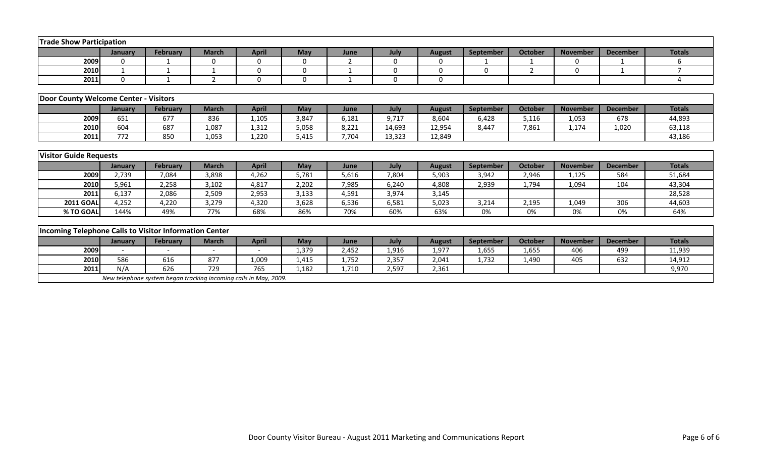**Trade Show Participation**

| | January | February | March | April | May | June | July | August | September | October | November | December | Totals |
|---|---|---|---|---|---|---|---|---|---|---|---|---|---|
| 2009 | 0 | 1 | 0 | 0 | 0 | 2 | 0 | 0 | 1 | 1 | 0 | 1 | 6 |
| 2010 | 1 | 1 | 1 | 0 | 0 | 1 | 0 | 0 | 0 | 2 | 0 | 1 | 7 |
| 2011 | 0 | 1 | 2 | 0 | 0 | 1 | 0 | 0 | | | | | 4 |

**Door County Welcome Center - Visitors**

| | January | February | March | April | May | June | July | August | September | October | November | December | Totals |
|---|---|---|---|---|---|---|---|---|---|---|---|---|---|
| 2009 | 651 | 677 | 836 | 1,105 | 3,847 | 6,181 | 9,717 | 8,604 | 6,428 | 5,116 | 1,053 | 678 | 44,893 |
| 2010 | 604 | 687 | 1,087 | 1,312 | 5,058 | 8,221 | 14,693 | 12,954 | 8,447 | 7,861 | 1,174 | 1,020 | 63,118 |
| 2011 | 772 | 850 | 1,053 | 1,220 | 5,415 | 7,704 | 13,323 | 12,849 | | | | | 43,186 |

**Visitor Guide Requests**

| | January | February | March | April | May | June | July | August | September | October | November | December | Totals |
|---|---|---|---|---|---|---|---|---|---|---|---|---|---|
| 2009 | 2,739 | 7,084 | 3,898 | 4,262 | 5,781 | 5,616 | 7,804 | 5,903 | 3,942 | 2,946 | 1,125 | 584 | 51,684 |
| 2010 | 5,961 | 2,258 | 3,102 | 4,817 | 2,202 | 7,985 | 6,240 | 4,808 | 2,939 | 1,794 | 1,094 | 104 | 43,304 |
| 2011 | 6,137 | 2,086 | 2,509 | 2,953 | 3,133 | 4,591 | 3,974 | 3,145 | | | | | 28,528 |
| 2011 GOAL | 4,252 | 4,220 | 3,279 | 4,320 | 3,628 | 6,536 | 6,581 | 5,023 | 3,214 | 2,195 | 1,049 | 306 | 44,603 |
| % TO GOAL | 144% | 49% | 77% | 68% | 86% | 70% | 60% | 63% | 0% | 0% | 0% | 0% | 64% |

**Incoming Telephone Calls to Visitor Information Center**

| | January | February | March | April | May | June | July | August | September | October | November | December | Totals |
|---|---|---|---|---|---|---|---|---|---|---|---|---|---|
| 2009 | - | - | - | - | 1,379 | 2,452 | 1,916 | 1,977 | 1,655 | 1,655 | 406 | 499 | 11,939 |
| 2010 | 586 | 616 | 877 | 1,009 | 1,415 | 1,752 | 2,357 | 2,041 | 1,732 | 1,490 | 405 | 632 | 14,912 |
| 2011 | N/A | 626 | 729 | 765 | 1,182 | 1,710 | 2,597 | 2,361 | | | | | 9,970 |

*New telephone system began tracking incoming calls in May, 2009.*

Door County Visitor Bureau - August 2011 Marketing and Communications Report